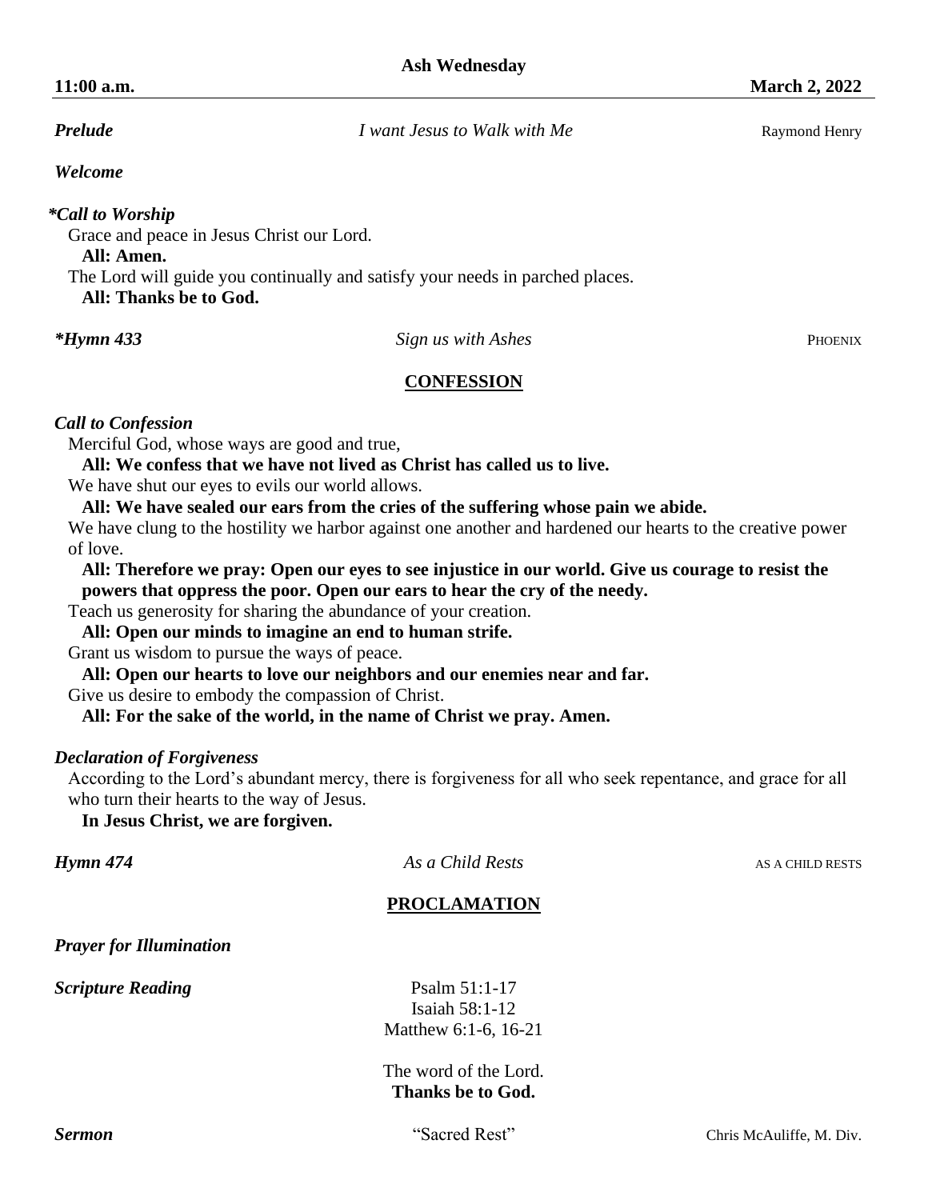**Ash Wednesday**

**11:00 a.m.** **March 2, 2022**

***Prelude*** *I want Jesus to Walk with Me* Raymond Henry

***Welcome***

***\*Call to Worship***

Grace and peace in Jesus Christ our Lord.

**All: Amen.**

The Lord will guide you continually and satisfy your needs in parched places.

**All: Thanks be to God.**

***\*Hymn 433*** *Sign us with Ashes* PHOENIX

## CONFESSION

***Call to Confession***

Merciful God, whose ways are good and true,

**All: We confess that we have not lived as Christ has called us to live.**

We have shut our eyes to evils our world allows.

**All: We have sealed our ears from the cries of the suffering whose pain we abide.**

We have clung to the hostility we harbor against one another and hardened our hearts to the creative power of love.

**All: Therefore we pray: Open our eyes to see injustice in our world. Give us courage to resist the powers that oppress the poor. Open our ears to hear the cry of the needy.**

Teach us generosity for sharing the abundance of your creation.

**All: Open our minds to imagine an end to human strife.**

Grant us wisdom to pursue the ways of peace.

**All: Open our hearts to love our neighbors and our enemies near and far.**

Give us desire to embody the compassion of Christ.

**All: For the sake of the world, in the name of Christ we pray. Amen.**

***Declaration of Forgiveness***

According to the Lord's abundant mercy, there is forgiveness for all who seek repentance, and grace for all who turn their hearts to the way of Jesus.

**In Jesus Christ, we are forgiven.**

***Hymn 474*** *As a Child Rests* AS A CHILD RESTS

## PROCLAMATION

***Prayer for Illumination***

***Scripture Reading***

Psalm 51:1-17
Isaiah 58:1-12
Matthew 6:1-6, 16-21

The word of the Lord.
**Thanks be to God.**

***Sermon*** "Sacred Rest" Chris McAuliffe, M. Div.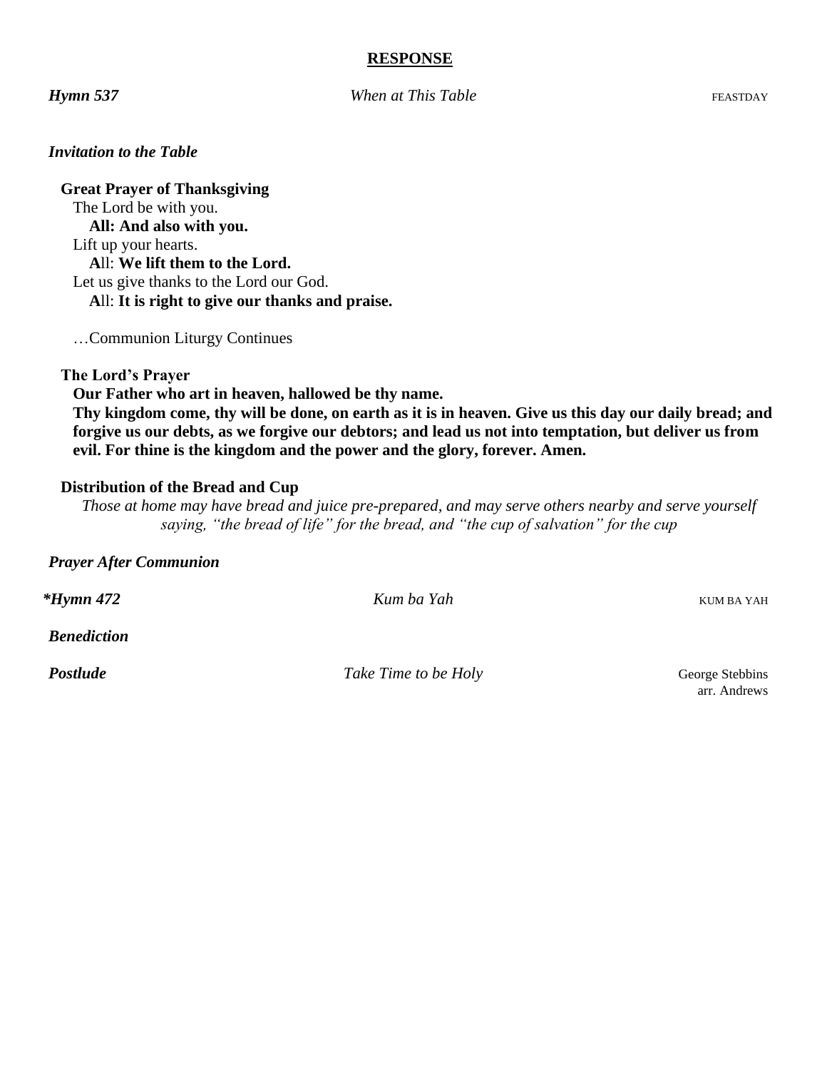**RESPONSE**

***Hymn 537*** *When at This Table* FEASTDAY

***Invitation to the Table***

**Great Prayer of Thanksgiving**

The Lord be with you.

**All: And also with you.**

Lift up your hearts.

**A**ll: **We lift them to the Lord.**

Let us give thanks to the Lord our God.

**A**ll: **It is right to give our thanks and praise.**

…Communion Liturgy Continues

**The Lord's Prayer**

**Our Father who art in heaven, hallowed be thy name.**
**Thy kingdom come, thy will be done, on earth as it is in heaven. Give us this day our daily bread; and forgive us our debts, as we forgive our debtors; and lead us not into temptation, but deliver us from evil. For thine is the kingdom and the power and the glory, forever. Amen.**

**Distribution of the Bread and Cup**

*Those at home may have bread and juice pre-prepared, and may serve others nearby and serve yourself saying, "the bread of life" for the bread, and "the cup of salvation" for the cup*

***Prayer After Communion***

***\*Hymn 472*** *Kum ba Yah* KUM BA YAH

***Benediction***

***Postlude*** *Take Time to be Holy* George Stebbins
arr. Andrews